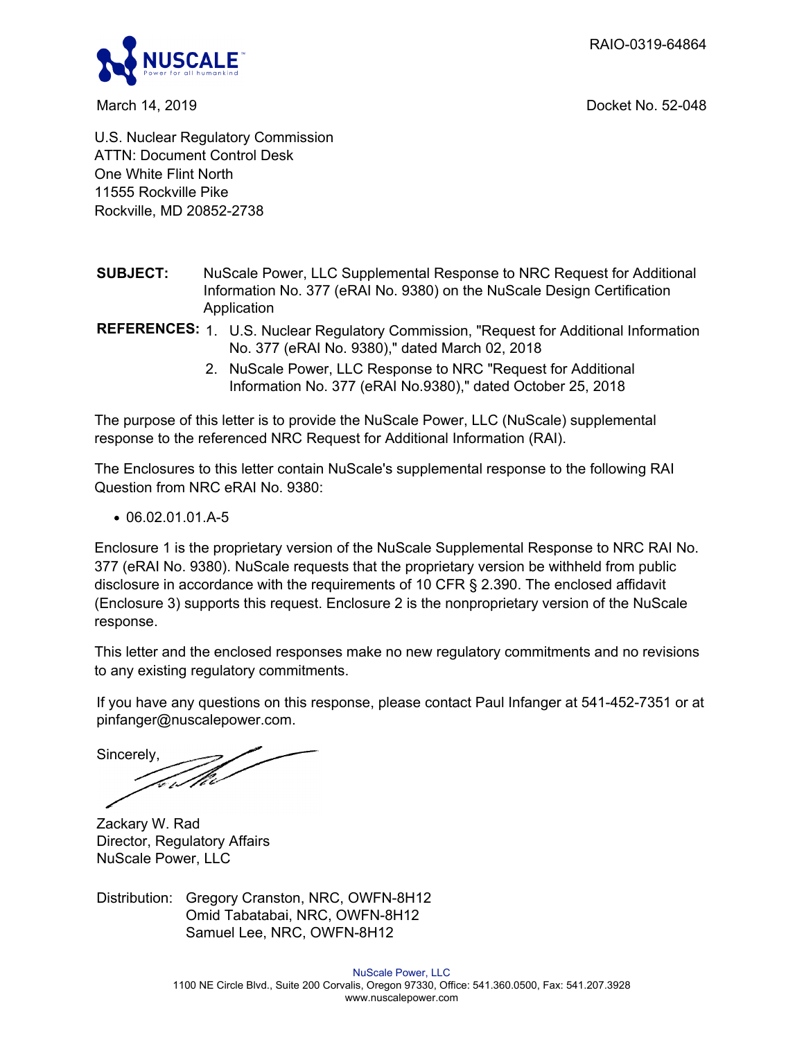RAIO-0319-64864

March 14, 2019

Docket No. 52-048

U.S. Nuclear Regulatory Commission
ATTN: Document Control Desk
One White Flint North
11555 Rockville Pike
Rockville, MD 20852-2738

**SUBJECT:** NuScale Power, LLC Supplemental Response to NRC Request for Additional Information No. 377 (eRAI No. 9380) on the NuScale Design Certification Application

**REFERENCES:**
1. U.S. Nuclear Regulatory Commission, "Request for Additional Information No. 377 (eRAI No. 9380)," dated March 02, 2018
2. NuScale Power, LLC Response to NRC "Request for Additional Information No. 377 (eRAI No.9380)," dated October 25, 2018

The purpose of this letter is to provide the NuScale Power, LLC (NuScale) supplemental response to the referenced NRC Request for Additional Information (RAI).

The Enclosures to this letter contain NuScale's supplemental response to the following RAI Question from NRC eRAI No. 9380:

- 06.02.01.01.A-5

Enclosure 1 is the proprietary version of the NuScale Supplemental Response to NRC RAI No. 377 (eRAI No. 9380). NuScale requests that the proprietary version be withheld from public disclosure in accordance with the requirements of 10 CFR § 2.390. The enclosed affidavit (Enclosure 3) supports this request. Enclosure 2 is the nonproprietary version of the NuScale response.

This letter and the enclosed responses make no new regulatory commitments and no revisions to any existing regulatory commitments.

If you have any questions on this response, please contact Paul Infanger at 541-452-7351 or at pinfanger@nuscalepower.com.

Sincerely,

Zackary W. Rad
Director, Regulatory Affairs
NuScale Power, LLC

Distribution: Gregory Cranston, NRC, OWFN-8H12
Omid Tabatabai, NRC, OWFN-8H12
Samuel Lee, NRC, OWFN-8H12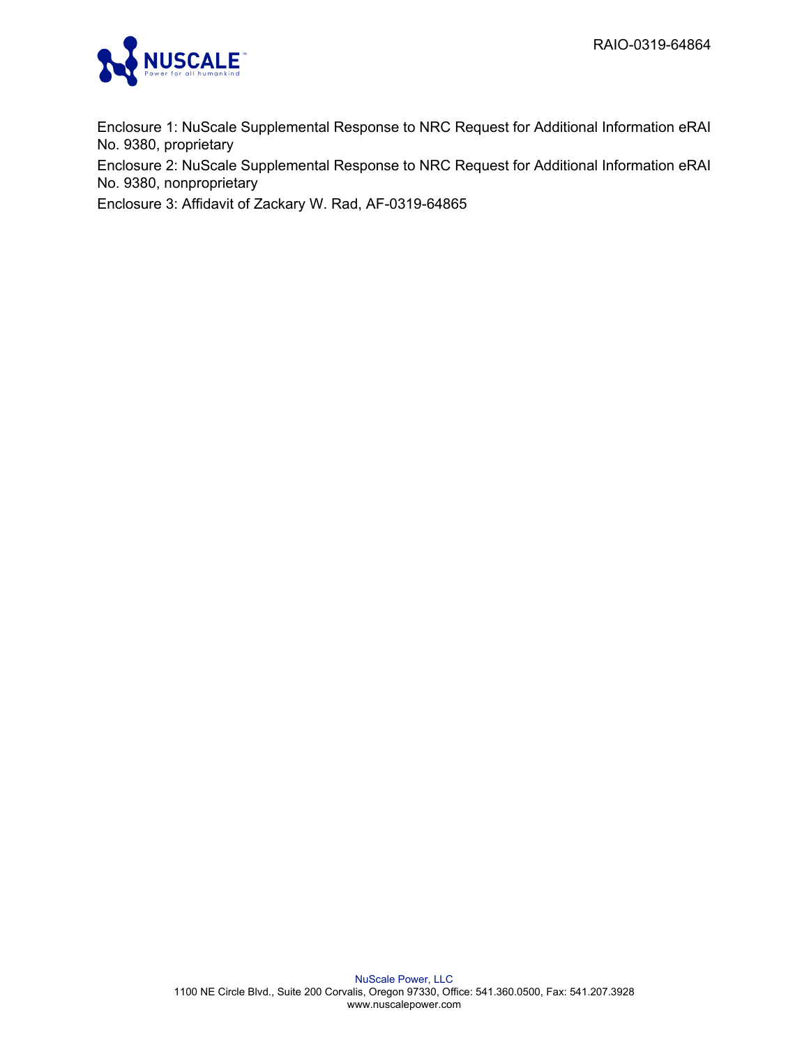Enclosure 1: NuScale Supplemental Response to NRC Request for Additional Information eRAI No. 9380, proprietary

Enclosure 2: NuScale Supplemental Response to NRC Request for Additional Information eRAI No. 9380, nonproprietary

Enclosure 3: Affidavit of Zackary W. Rad, AF-0319-64865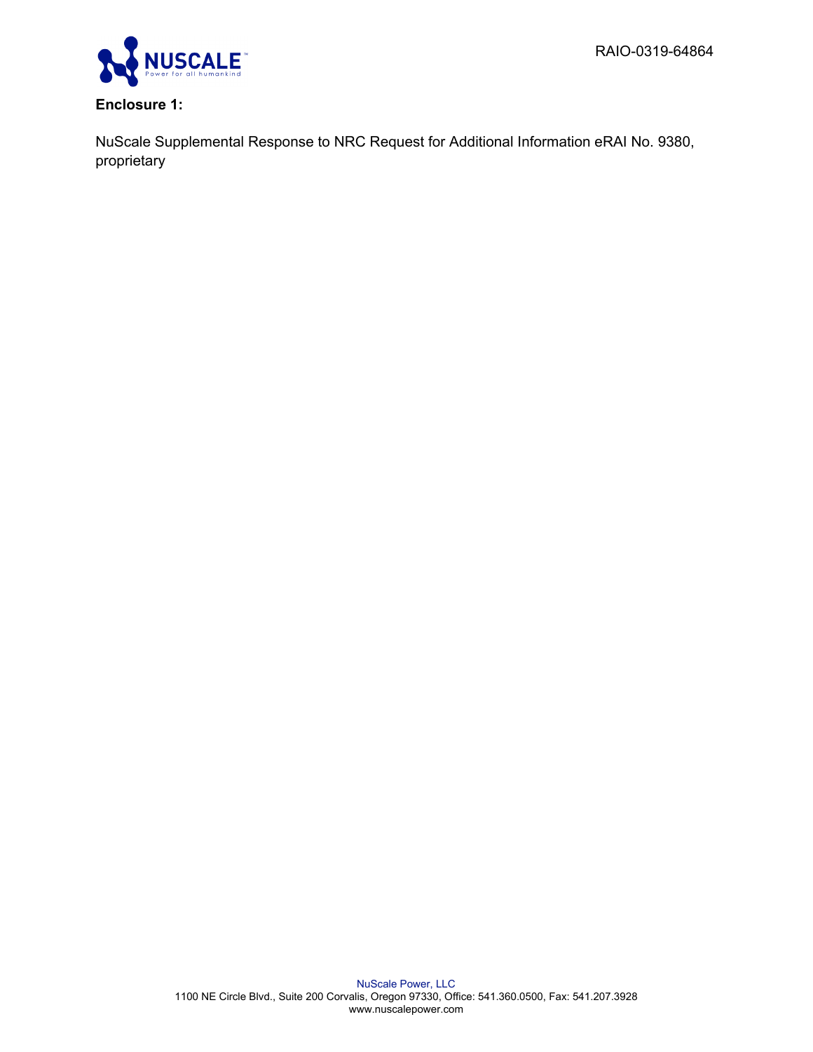**Enclosure 1:**

NuScale Supplemental Response to NRC Request for Additional Information eRAI No. 9380, proprietary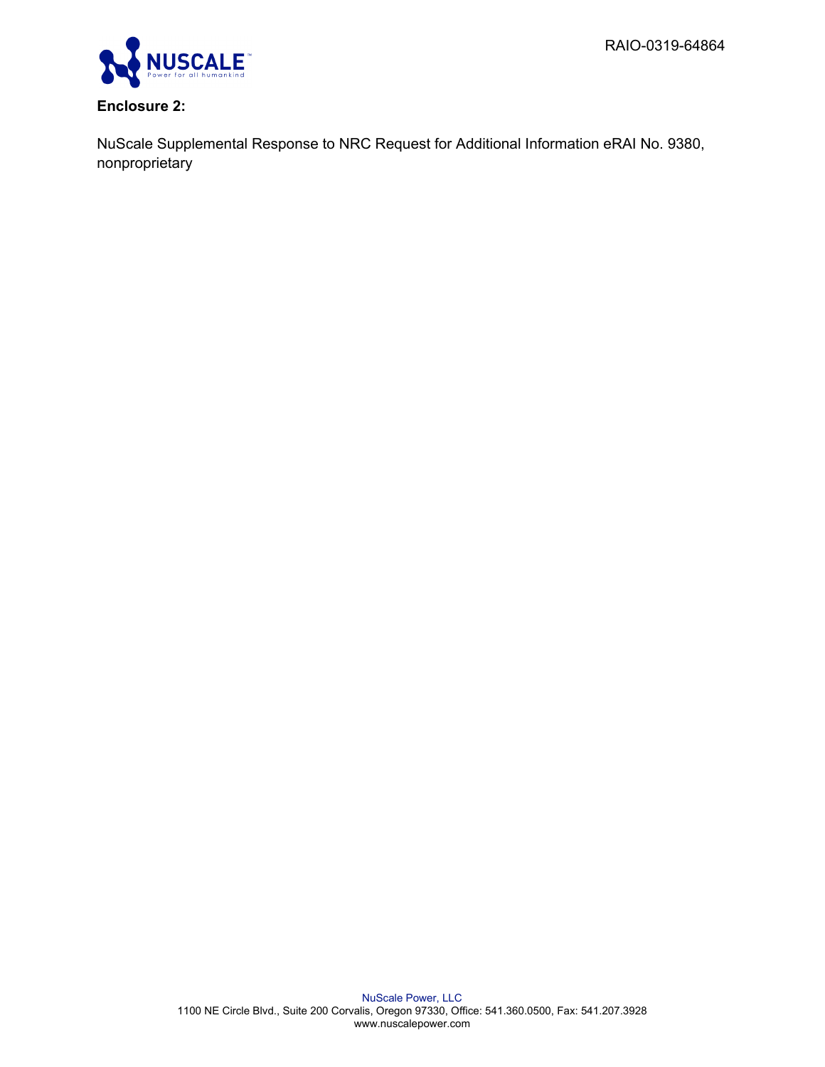RAIO-0319-64864

**Enclosure 2:**

NuScale Supplemental Response to NRC Request for Additional Information eRAI No. 9380, nonproprietary

NuScale Power, LLC
1100 NE Circle Blvd., Suite 200 Corvalis, Oregon 97330, Office: 541.360.0500, Fax: 541.207.3928
www.nuscalepower.com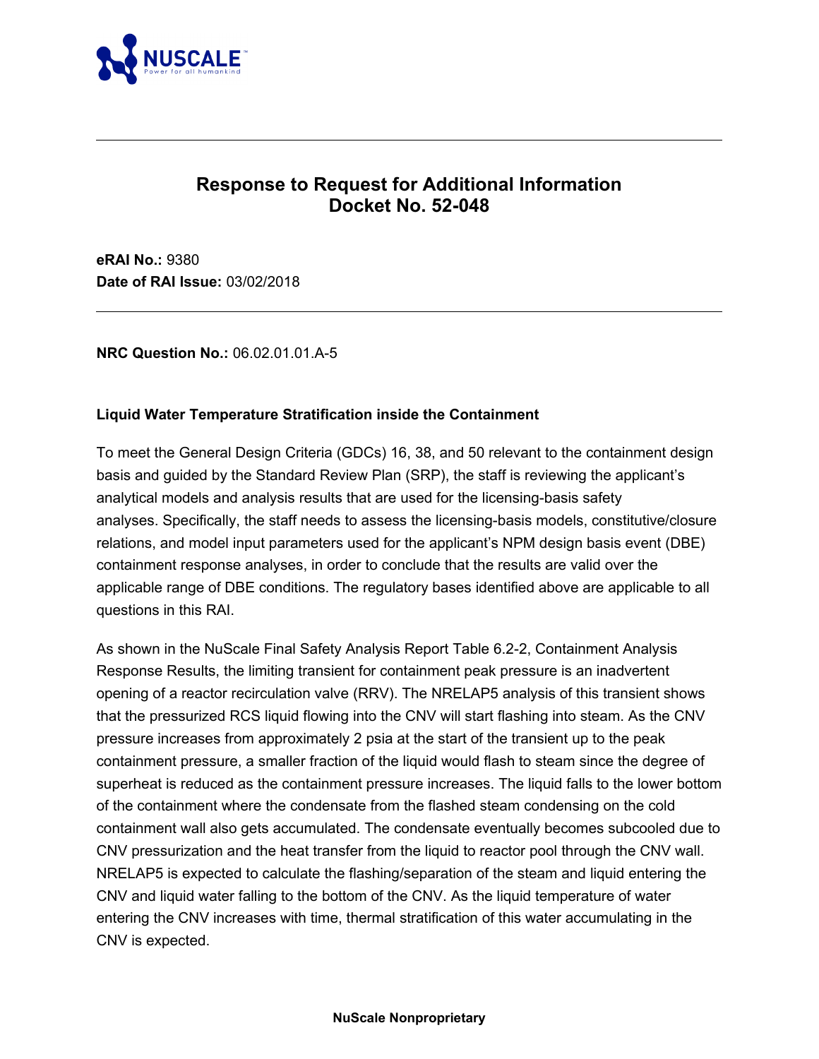# Response to Request for Additional Information Docket No. 52-048

**eRAI No.:** 9380
**Date of RAI Issue:** 03/02/2018

---

**NRC Question No.:** 06.02.01.01.A-5

**Liquid Water Temperature Stratification inside the Containment**

To meet the General Design Criteria (GDCs) 16, 38, and 50 relevant to the containment design basis and guided by the Standard Review Plan (SRP), the staff is reviewing the applicant's analytical models and analysis results that are used for the licensing-basis safety analyses. Specifically, the staff needs to assess the licensing-basis models, constitutive/closure relations, and model input parameters used for the applicant's NPM design basis event (DBE) containment response analyses, in order to conclude that the results are valid over the applicable range of DBE conditions. The regulatory bases identified above are applicable to all questions in this RAI.

As shown in the NuScale Final Safety Analysis Report Table 6.2-2, Containment Analysis Response Results, the limiting transient for containment peak pressure is an inadvertent opening of a reactor recirculation valve (RRV). The NRELAP5 analysis of this transient shows that the pressurized RCS liquid flowing into the CNV will start flashing into steam. As the CNV pressure increases from approximately 2 psia at the start of the transient up to the peak containment pressure, a smaller fraction of the liquid would flash to steam since the degree of superheat is reduced as the containment pressure increases. The liquid falls to the lower bottom of the containment where the condensate from the flashed steam condensing on the cold containment wall also gets accumulated. The condensate eventually becomes subcooled due to CNV pressurization and the heat transfer from the liquid to reactor pool through the CNV wall. NRELAP5 is expected to calculate the flashing/separation of the steam and liquid entering the CNV and liquid water falling to the bottom of the CNV. As the liquid temperature of water entering the CNV increases with time, thermal stratification of this water accumulating in the CNV is expected.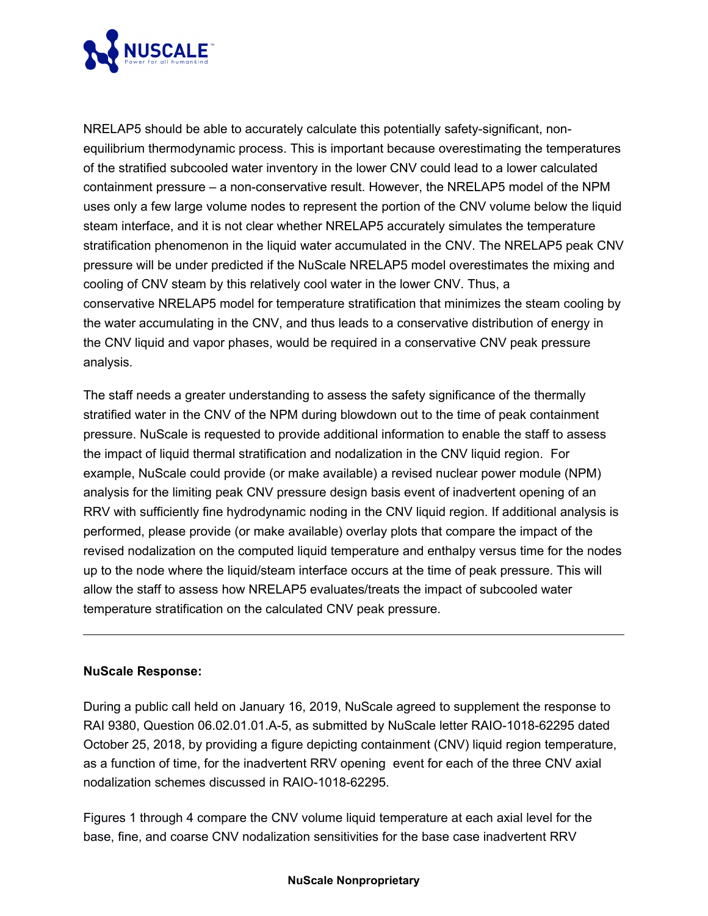NRELAP5 should be able to accurately calculate this potentially safety-significant, non-equilibrium thermodynamic process. This is important because overestimating the temperatures of the stratified subcooled water inventory in the lower CNV could lead to a lower calculated containment pressure – a non-conservative result. However, the NRELAP5 model of the NPM uses only a few large volume nodes to represent the portion of the CNV volume below the liquid steam interface, and it is not clear whether NRELAP5 accurately simulates the temperature stratification phenomenon in the liquid water accumulated in the CNV. The NRELAP5 peak CNV pressure will be under predicted if the NuScale NRELAP5 model overestimates the mixing and cooling of CNV steam by this relatively cool water in the lower CNV. Thus, a conservative NRELAP5 model for temperature stratification that minimizes the steam cooling by the water accumulating in the CNV, and thus leads to a conservative distribution of energy in the CNV liquid and vapor phases, would be required in a conservative CNV peak pressure analysis.

The staff needs a greater understanding to assess the safety significance of the thermally stratified water in the CNV of the NPM during blowdown out to the time of peak containment pressure. NuScale is requested to provide additional information to enable the staff to assess the impact of liquid thermal stratification and nodalization in the CNV liquid region. For example, NuScale could provide (or make available) a revised nuclear power module (NPM) analysis for the limiting peak CNV pressure design basis event of inadvertent opening of an RRV with sufficiently fine hydrodynamic noding in the CNV liquid region. If additional analysis is performed, please provide (or make available) overlay plots that compare the impact of the revised nodalization on the computed liquid temperature and enthalpy versus time for the nodes up to the node where the liquid/steam interface occurs at the time of peak pressure. This will allow the staff to assess how NRELAP5 evaluates/treats the impact of subcooled water temperature stratification on the calculated CNV peak pressure.

---

**NuScale Response:**

During a public call held on January 16, 2019, NuScale agreed to supplement the response to RAI 9380, Question 06.02.01.01.A-5, as submitted by NuScale letter RAIO-1018-62295 dated October 25, 2018, by providing a figure depicting containment (CNV) liquid region temperature, as a function of time, for the inadvertent RRV opening event for each of the three CNV axial nodalization schemes discussed in RAIO-1018-62295.

Figures 1 through 4 compare the CNV volume liquid temperature at each axial level for the base, fine, and coarse CNV nodalization sensitivities for the base case inadvertent RRV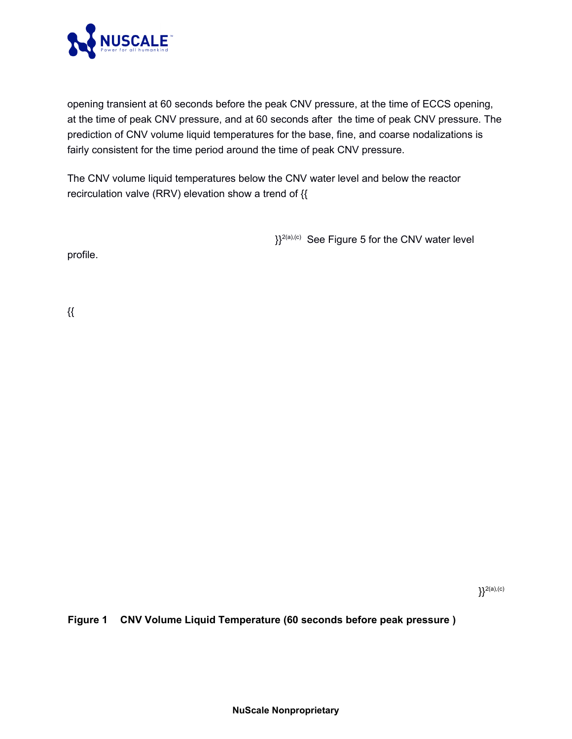opening transient at 60 seconds before the peak CNV pressure, at the time of ECCS opening, at the time of peak CNV pressure, and at 60 seconds after the time of peak CNV pressure. The prediction of CNV volume liquid temperatures for the base, fine, and coarse nodalizations is fairly consistent for the time period around the time of peak CNV pressure.

The CNV volume liquid temperatures below the CNV water level and below the reactor recirculation valve (RRV) elevation show a trend of {{

}}2(a),(c) See Figure 5 for the CNV water level profile.

{{

}}2(a),(c)

**Figure 1 CNV Volume Liquid Temperature (60 seconds before peak pressure )**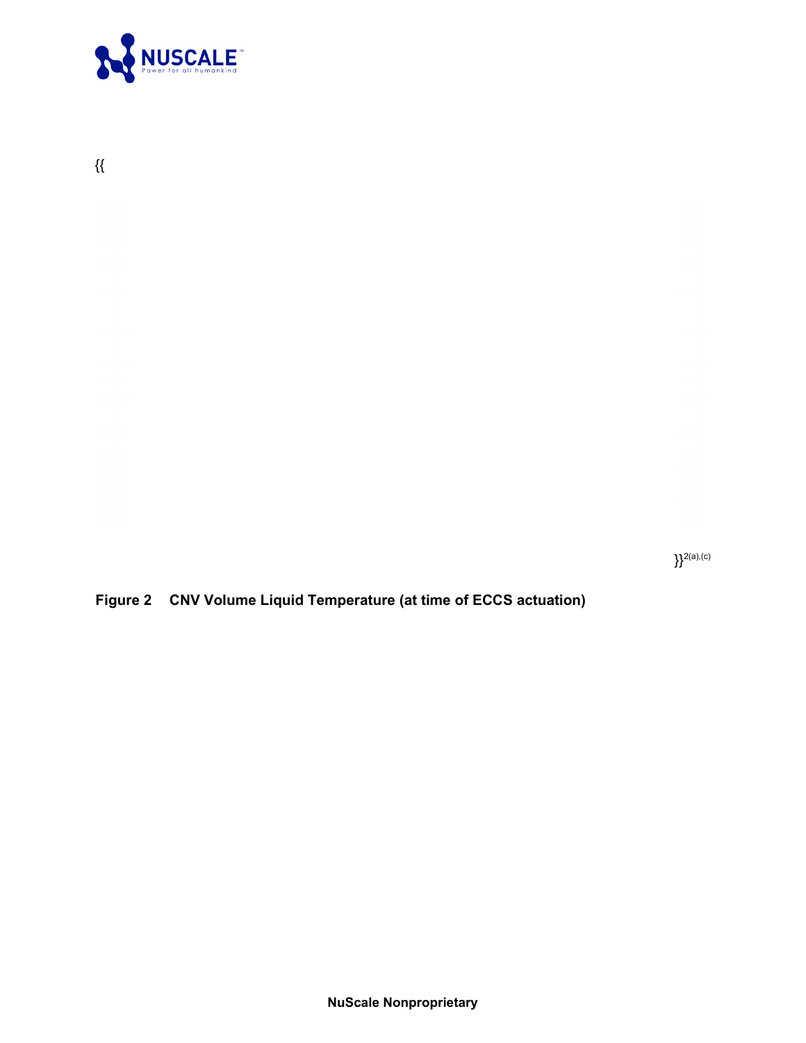{{

}}2(a),(c)

**Figure 2 CNV Volume Liquid Temperature (at time of ECCS actuation)**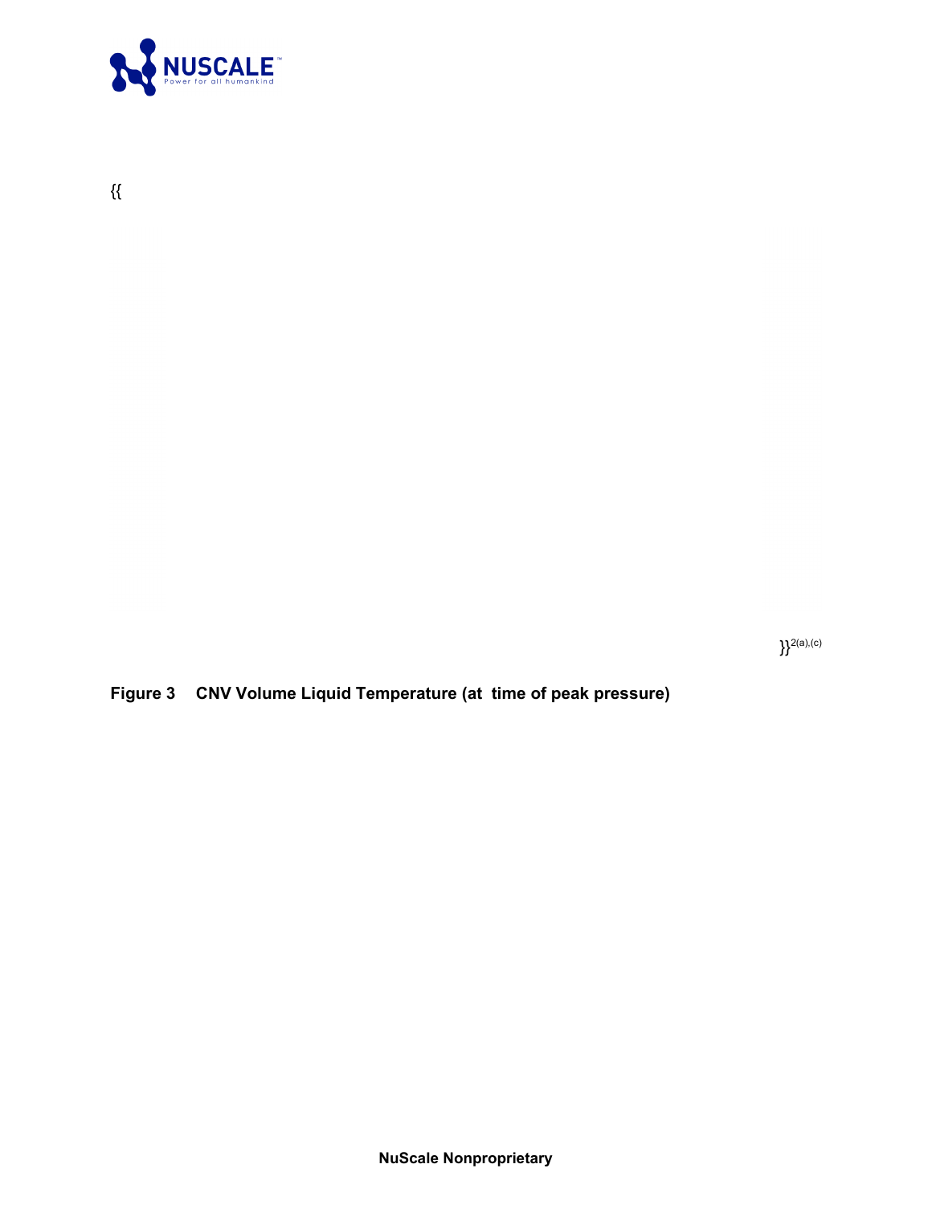{{

}}2(a),(c)

**Figure 3 CNV Volume Liquid Temperature (at time of peak pressure)**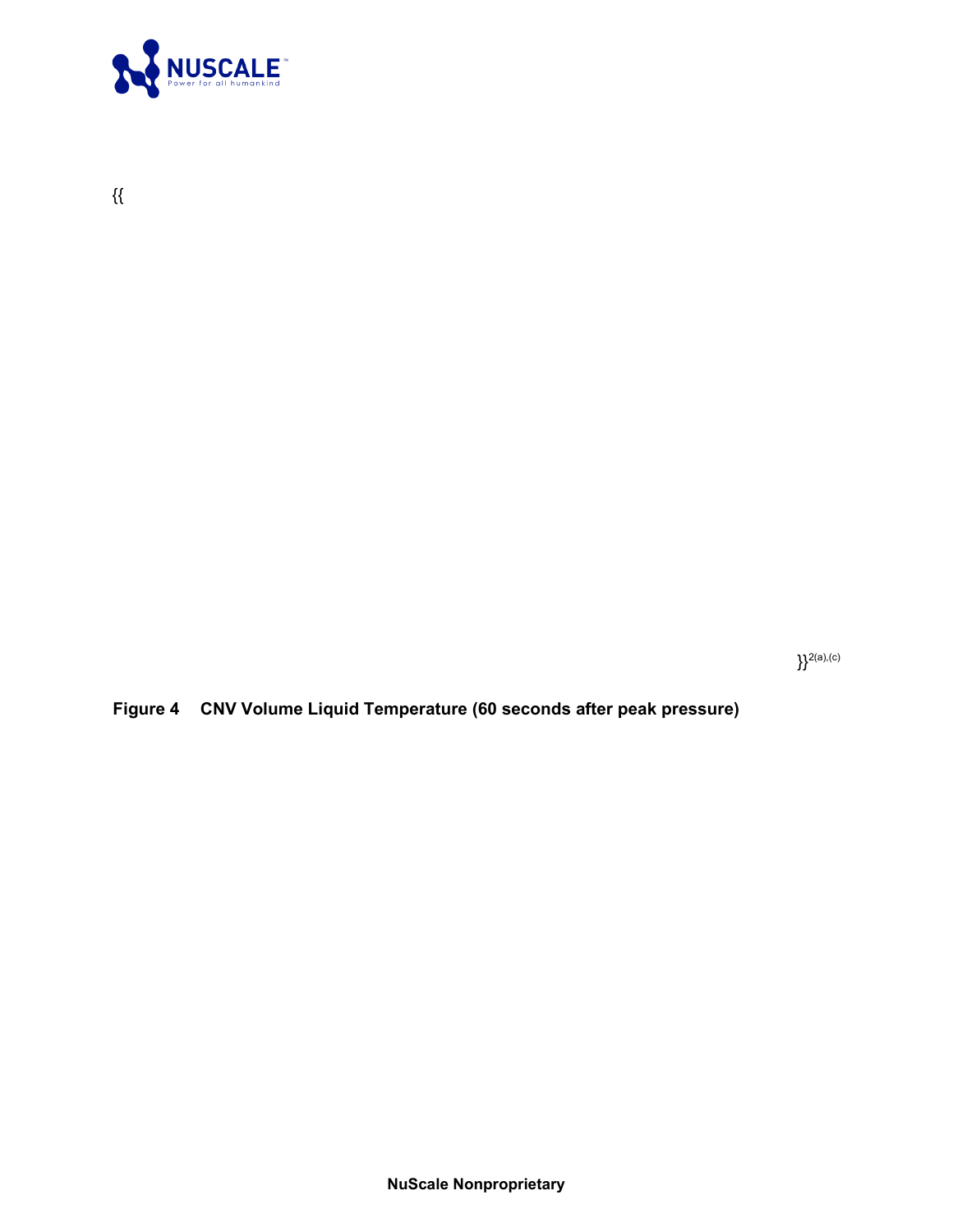{{

}}2(a),(c)

**Figure 4 CNV Volume Liquid Temperature (60 seconds after peak pressure)**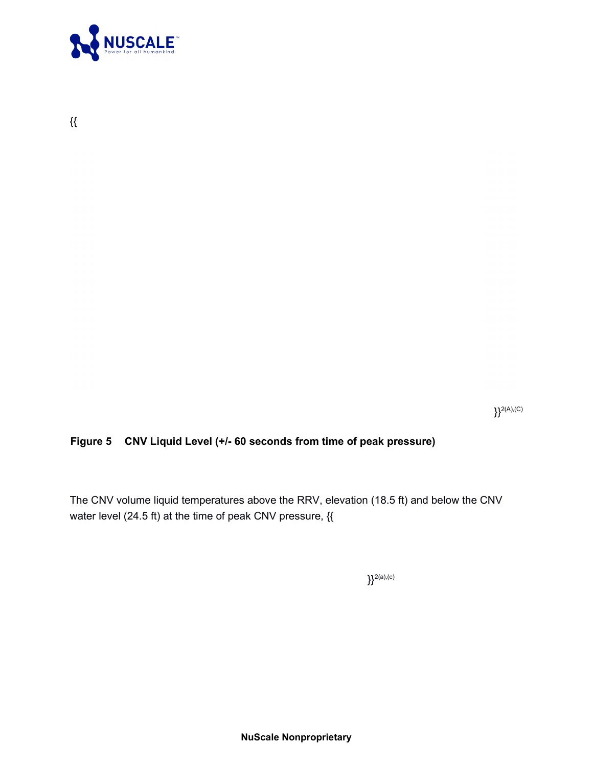{{

}}2(A),(C)

**Figure 5 CNV Liquid Level (+/- 60 seconds from time of peak pressure)**

The CNV volume liquid temperatures above the RRV, elevation (18.5 ft) and below the CNV water level (24.5 ft) at the time of peak CNV pressure, {{

}}2(a),(c)

**NuScale Nonproprietary**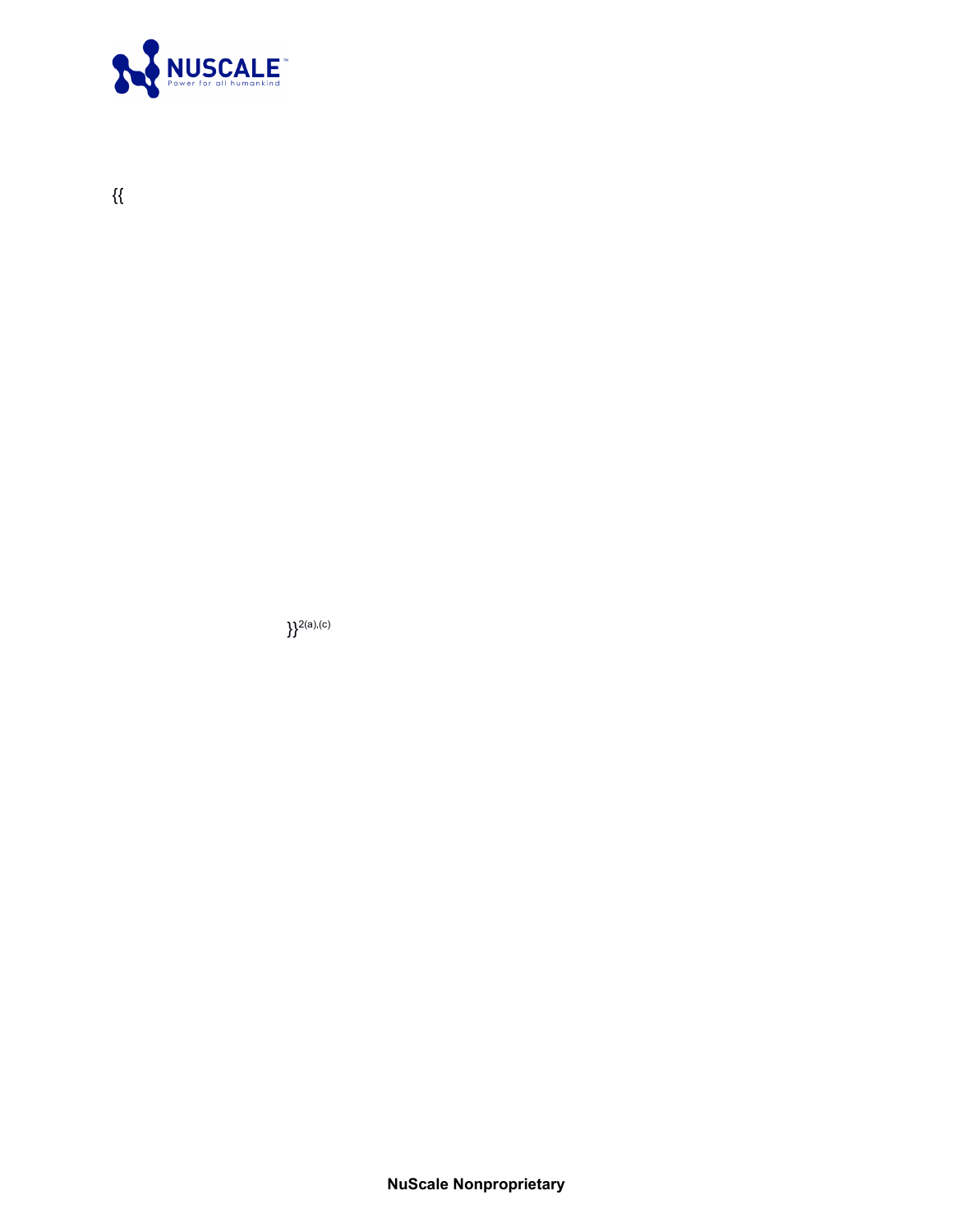{{

}}2(a),(c)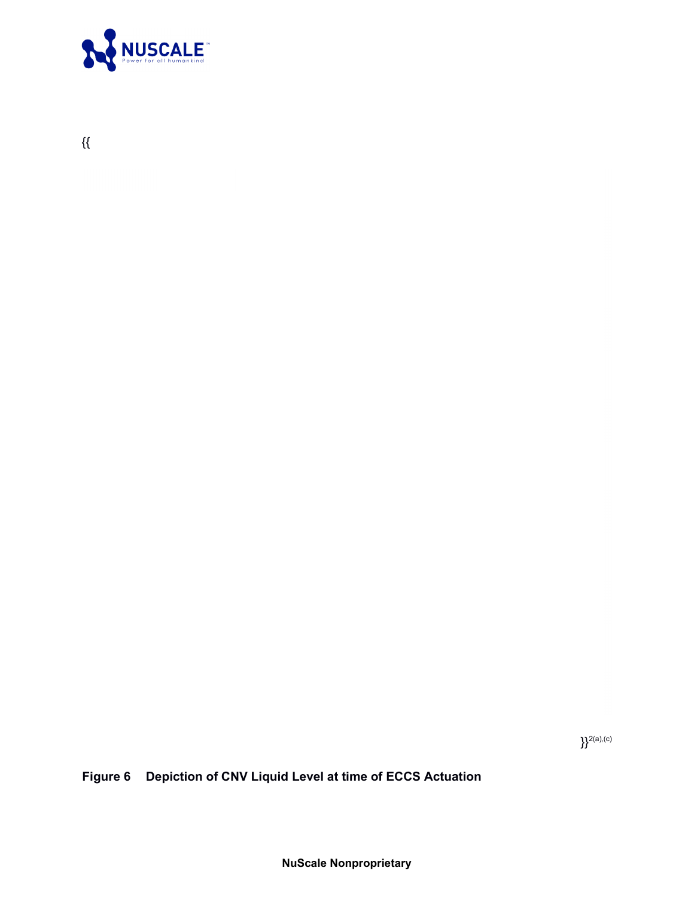{{

}}2(a),(c)

**Figure 6 Depiction of CNV Liquid Level at time of ECCS Actuation**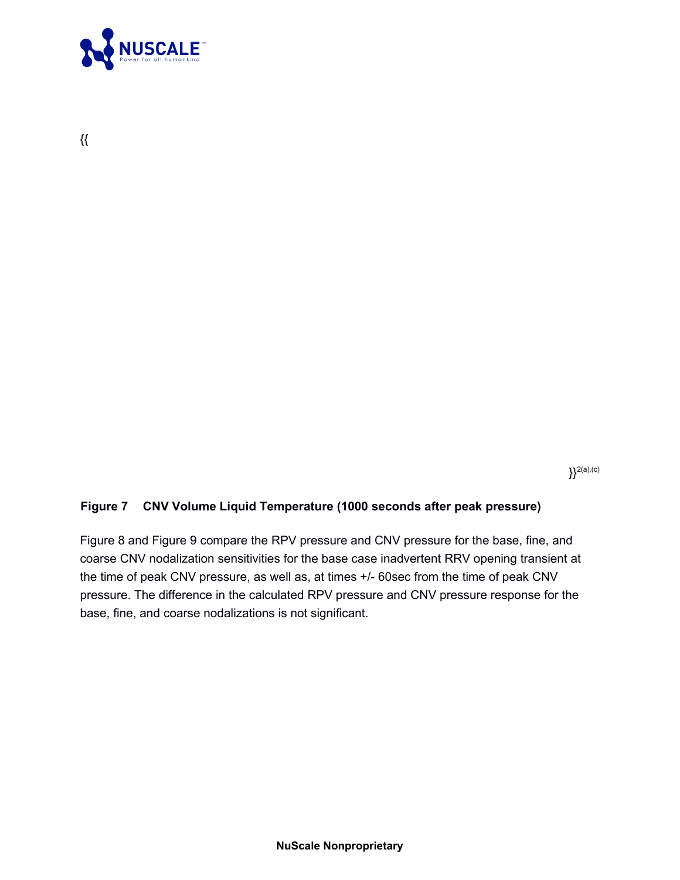{{

}}2(a),(c)

**Figure 7 CNV Volume Liquid Temperature (1000 seconds after peak pressure)**

Figure 8 and Figure 9 compare the RPV pressure and CNV pressure for the base, fine, and coarse CNV nodalization sensitivities for the base case inadvertent RRV opening transient at the time of peak CNV pressure, as well as, at times +/- 60sec from the time of peak CNV pressure. The difference in the calculated RPV pressure and CNV pressure response for the base, fine, and coarse nodalizations is not significant.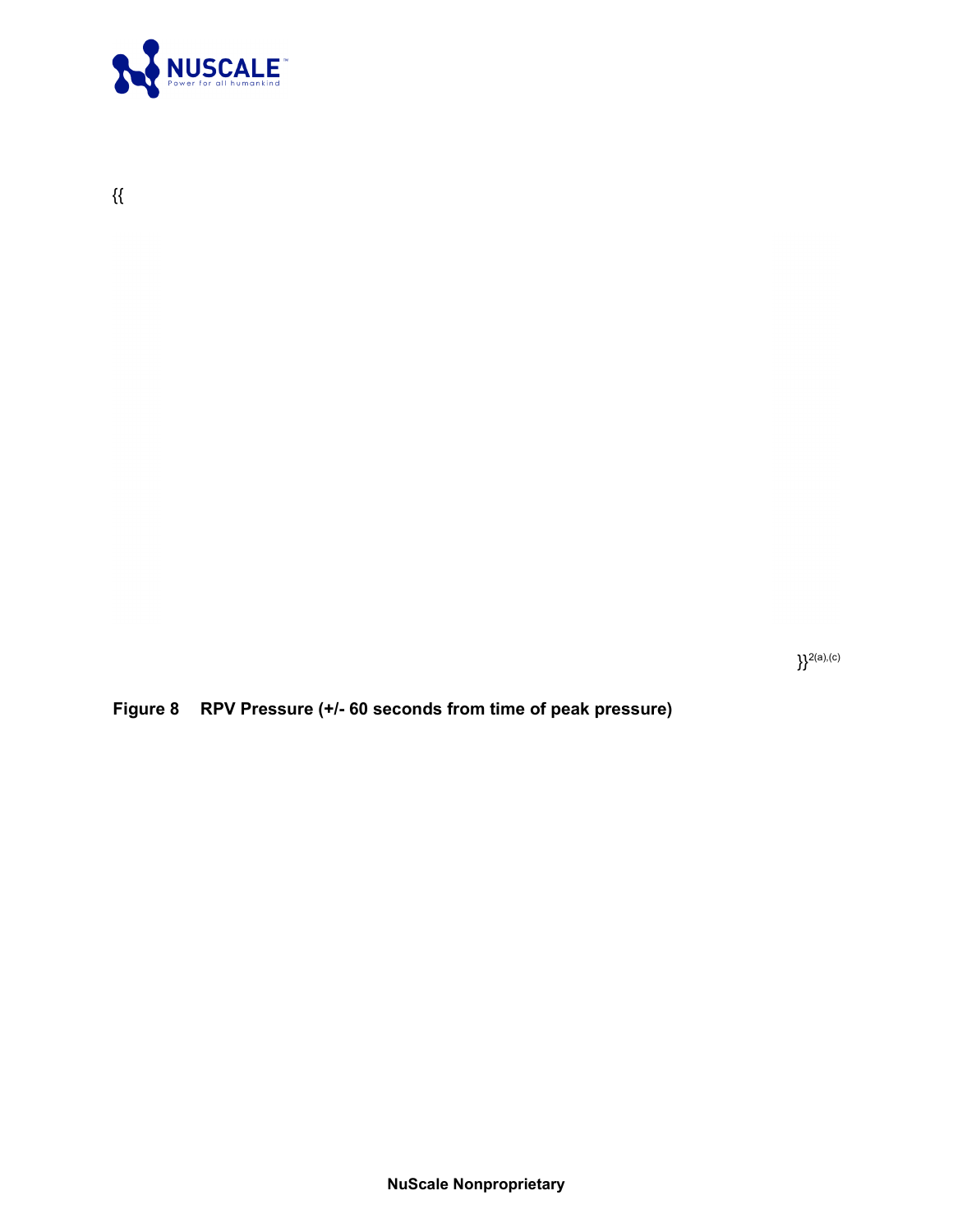{{

}}2(a),(c)

**Figure 8 RPV Pressure (+/- 60 seconds from time of peak pressure)**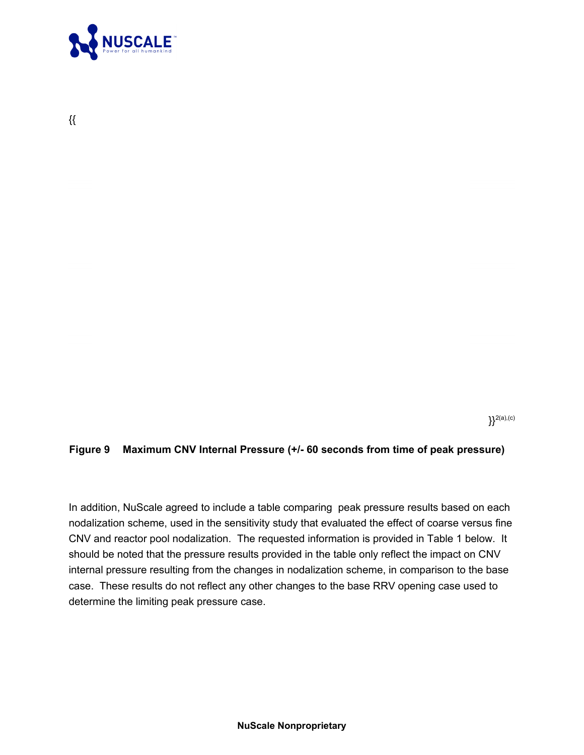{{

}}2(a),(c)

**Figure 9 Maximum CNV Internal Pressure (+/- 60 seconds from time of peak pressure)**

In addition, NuScale agreed to include a table comparing peak pressure results based on each nodalization scheme, used in the sensitivity study that evaluated the effect of coarse versus fine CNV and reactor pool nodalization. The requested information is provided in Table 1 below. It should be noted that the pressure results provided in the table only reflect the impact on CNV internal pressure resulting from the changes in nodalization scheme, in comparison to the base case. These results do not reflect any other changes to the base RRV opening case used to determine the limiting peak pressure case.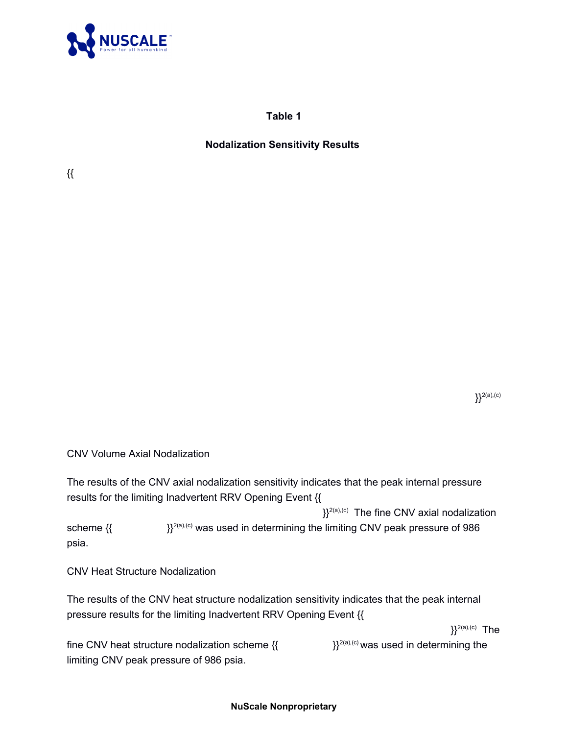**Table 1**

**Nodalization Sensitivity Results**

{{

}}2(a),(c)

CNV Volume Axial Nodalization

The results of the CNV axial nodalization sensitivity indicates that the peak internal pressure results for the limiting Inadvertent RRV Opening Event {{ }}2(a),(c) The fine CNV axial nodalization scheme {{ }}2(a),(c) was used in determining the limiting CNV peak pressure of 986 psia.

CNV Heat Structure Nodalization

The results of the CNV heat structure nodalization sensitivity indicates that the peak internal pressure results for the limiting Inadvertent RRV Opening Event {{ }}2(a),(c) The fine CNV heat structure nodalization scheme {{ }}2(a),(c) was used in determining the limiting CNV peak pressure of 986 psia.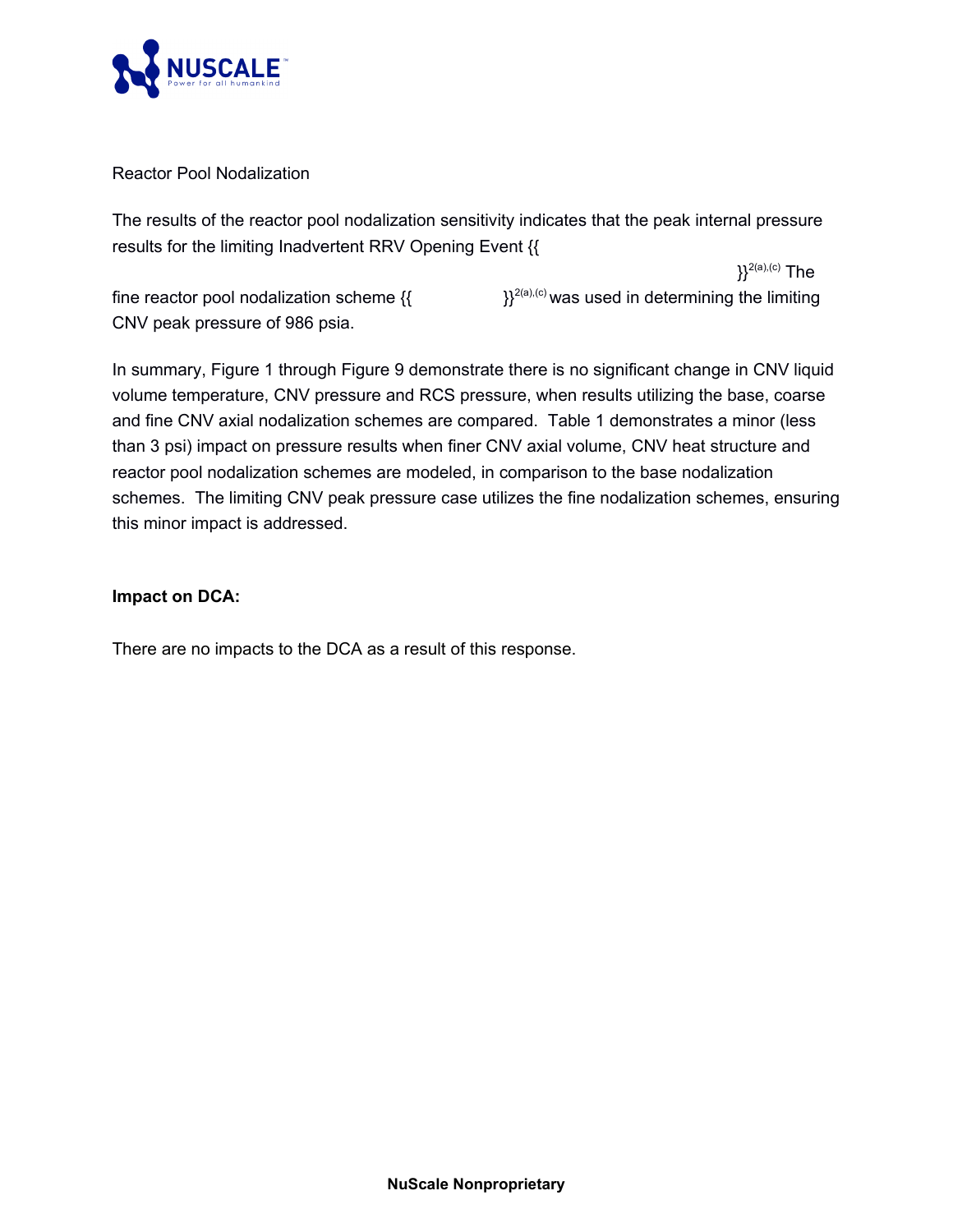Reactor Pool Nodalization

The results of the reactor pool nodalization sensitivity indicates that the peak internal pressure results for the limiting Inadvertent RRV Opening Event {{

}}$^{2(a),(c)}$ The fine reactor pool nodalization scheme {{ }}$^{2(a),(c)}$ was used in determining the limiting CNV peak pressure of 986 psia.

In summary, Figure 1 through Figure 9 demonstrate there is no significant change in CNV liquid volume temperature, CNV pressure and RCS pressure, when results utilizing the base, coarse and fine CNV axial nodalization schemes are compared. Table 1 demonstrates a minor (less than 3 psi) impact on pressure results when finer CNV axial volume, CNV heat structure and reactor pool nodalization schemes are modeled, in comparison to the base nodalization schemes. The limiting CNV peak pressure case utilizes the fine nodalization schemes, ensuring this minor impact is addressed.

**Impact on DCA:**

There are no impacts to the DCA as a result of this response.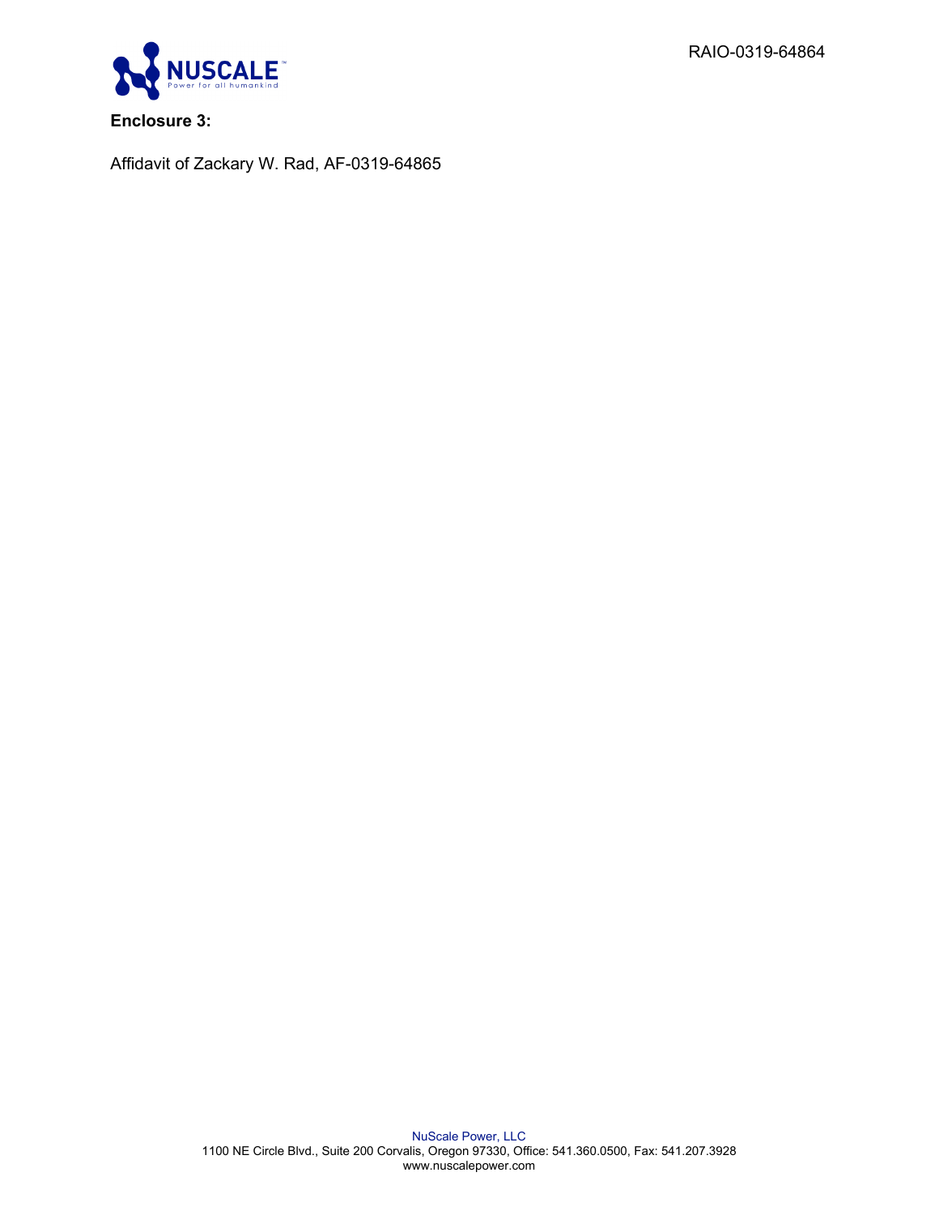RAIO-0319-64864

**Enclosure 3:**

Affidavit of Zackary W. Rad, AF-0319-64865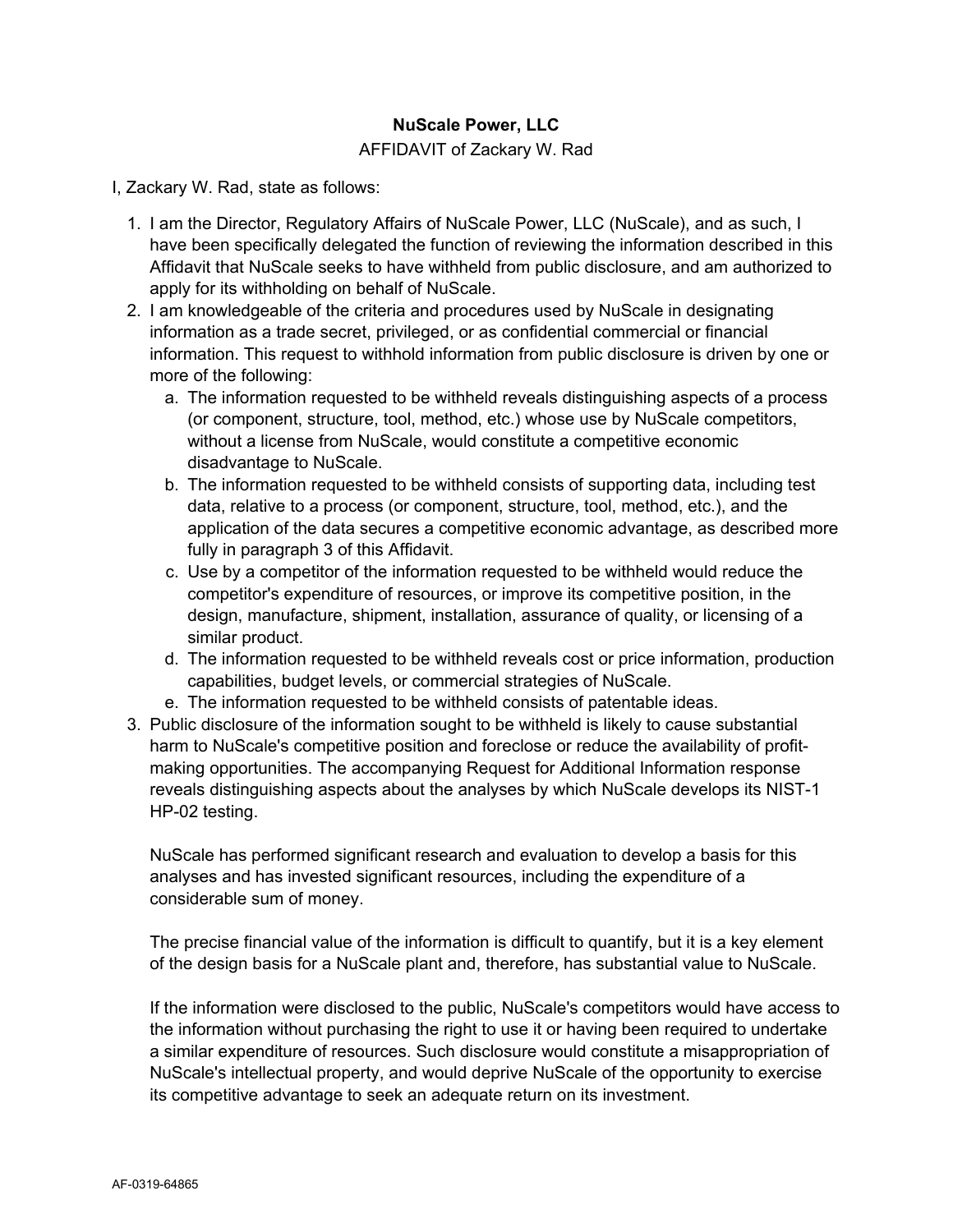**NuScale Power, LLC**

AFFIDAVIT of Zackary W. Rad

I, Zackary W. Rad, state as follows:

1. I am the Director, Regulatory Affairs of NuScale Power, LLC (NuScale), and as such, I have been specifically delegated the function of reviewing the information described in this Affidavit that NuScale seeks to have withheld from public disclosure, and am authorized to apply for its withholding on behalf of NuScale.
2. I am knowledgeable of the criteria and procedures used by NuScale in designating information as a trade secret, privileged, or as confidential commercial or financial information. This request to withhold information from public disclosure is driven by one or more of the following:
   a. The information requested to be withheld reveals distinguishing aspects of a process (or component, structure, tool, method, etc.) whose use by NuScale competitors, without a license from NuScale, would constitute a competitive economic disadvantage to NuScale.
   b. The information requested to be withheld consists of supporting data, including test data, relative to a process (or component, structure, tool, method, etc.), and the application of the data secures a competitive economic advantage, as described more fully in paragraph 3 of this Affidavit.
   c. Use by a competitor of the information requested to be withheld would reduce the competitor's expenditure of resources, or improve its competitive position, in the design, manufacture, shipment, installation, assurance of quality, or licensing of a similar product.
   d. The information requested to be withheld reveals cost or price information, production capabilities, budget levels, or commercial strategies of NuScale.
   e. The information requested to be withheld consists of patentable ideas.
3. Public disclosure of the information sought to be withheld is likely to cause substantial harm to NuScale's competitive position and foreclose or reduce the availability of profit-making opportunities. The accompanying Request for Additional Information response reveals distinguishing aspects about the analyses by which NuScale develops its NIST-1 HP-02 testing.

   NuScale has performed significant research and evaluation to develop a basis for this analyses and has invested significant resources, including the expenditure of a considerable sum of money.

   The precise financial value of the information is difficult to quantify, but it is a key element of the design basis for a NuScale plant and, therefore, has substantial value to NuScale.

   If the information were disclosed to the public, NuScale's competitors would have access to the information without purchasing the right to use it or having been required to undertake a similar expenditure of resources. Such disclosure would constitute a misappropriation of NuScale's intellectual property, and would deprive NuScale of the opportunity to exercise its competitive advantage to seek an adequate return on its investment.

AF-0319-64865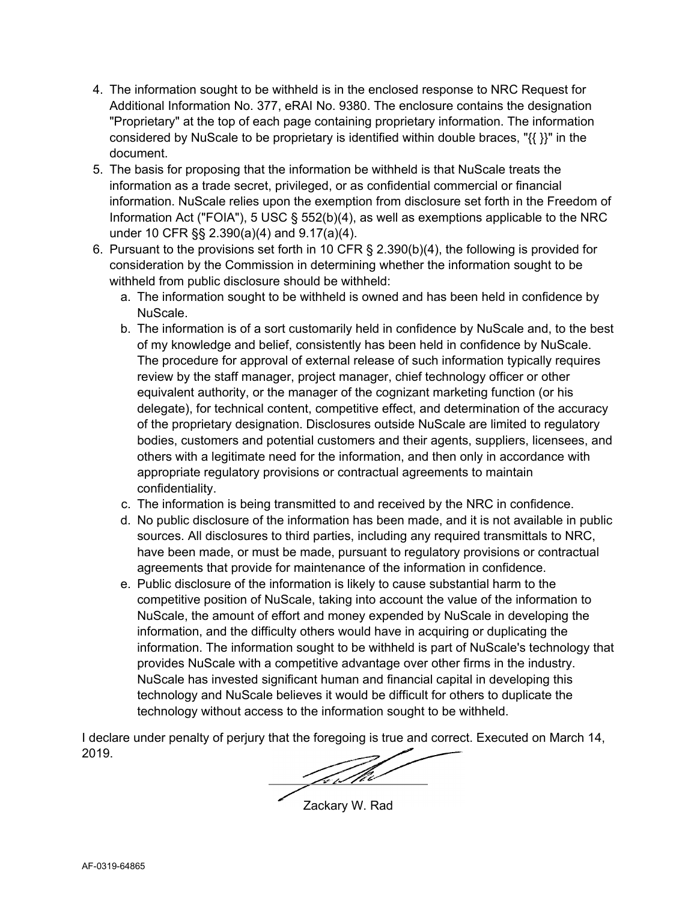4. The information sought to be withheld is in the enclosed response to NRC Request for Additional Information No. 377, eRAI No. 9380. The enclosure contains the designation "Proprietary" at the top of each page containing proprietary information. The information considered by NuScale to be proprietary is identified within double braces, "{{ }}" in the document.
5. The basis for proposing that the information be withheld is that NuScale treats the information as a trade secret, privileged, or as confidential commercial or financial information. NuScale relies upon the exemption from disclosure set forth in the Freedom of Information Act ("FOIA"), 5 USC § 552(b)(4), as well as exemptions applicable to the NRC under 10 CFR §§ 2.390(a)(4) and 9.17(a)(4).
6. Pursuant to the provisions set forth in 10 CFR § 2.390(b)(4), the following is provided for consideration by the Commission in determining whether the information sought to be withheld from public disclosure should be withheld:
   a. The information sought to be withheld is owned and has been held in confidence by NuScale.
   b. The information is of a sort customarily held in confidence by NuScale and, to the best of my knowledge and belief, consistently has been held in confidence by NuScale. The procedure for approval of external release of such information typically requires review by the staff manager, project manager, chief technology officer or other equivalent authority, or the manager of the cognizant marketing function (or his delegate), for technical content, competitive effect, and determination of the accuracy of the proprietary designation. Disclosures outside NuScale are limited to regulatory bodies, customers and potential customers and their agents, suppliers, licensees, and others with a legitimate need for the information, and then only in accordance with appropriate regulatory provisions or contractual agreements to maintain confidentiality.
   c. The information is being transmitted to and received by the NRC in confidence.
   d. No public disclosure of the information has been made, and it is not available in public sources. All disclosures to third parties, including any required transmittals to NRC, have been made, or must be made, pursuant to regulatory provisions or contractual agreements that provide for maintenance of the information in confidence.
   e. Public disclosure of the information is likely to cause substantial harm to the competitive position of NuScale, taking into account the value of the information to NuScale, the amount of effort and money expended by NuScale in developing the information, and the difficulty others would have in acquiring or duplicating the information. The information sought to be withheld is part of NuScale's technology that provides NuScale with a competitive advantage over other firms in the industry. NuScale has invested significant human and financial capital in developing this technology and NuScale believes it would be difficult for others to duplicate the technology without access to the information sought to be withheld.

I declare under penalty of perjury that the foregoing is true and correct. Executed on March 14, 2019.

Zackary W. Rad

AF-0319-64865